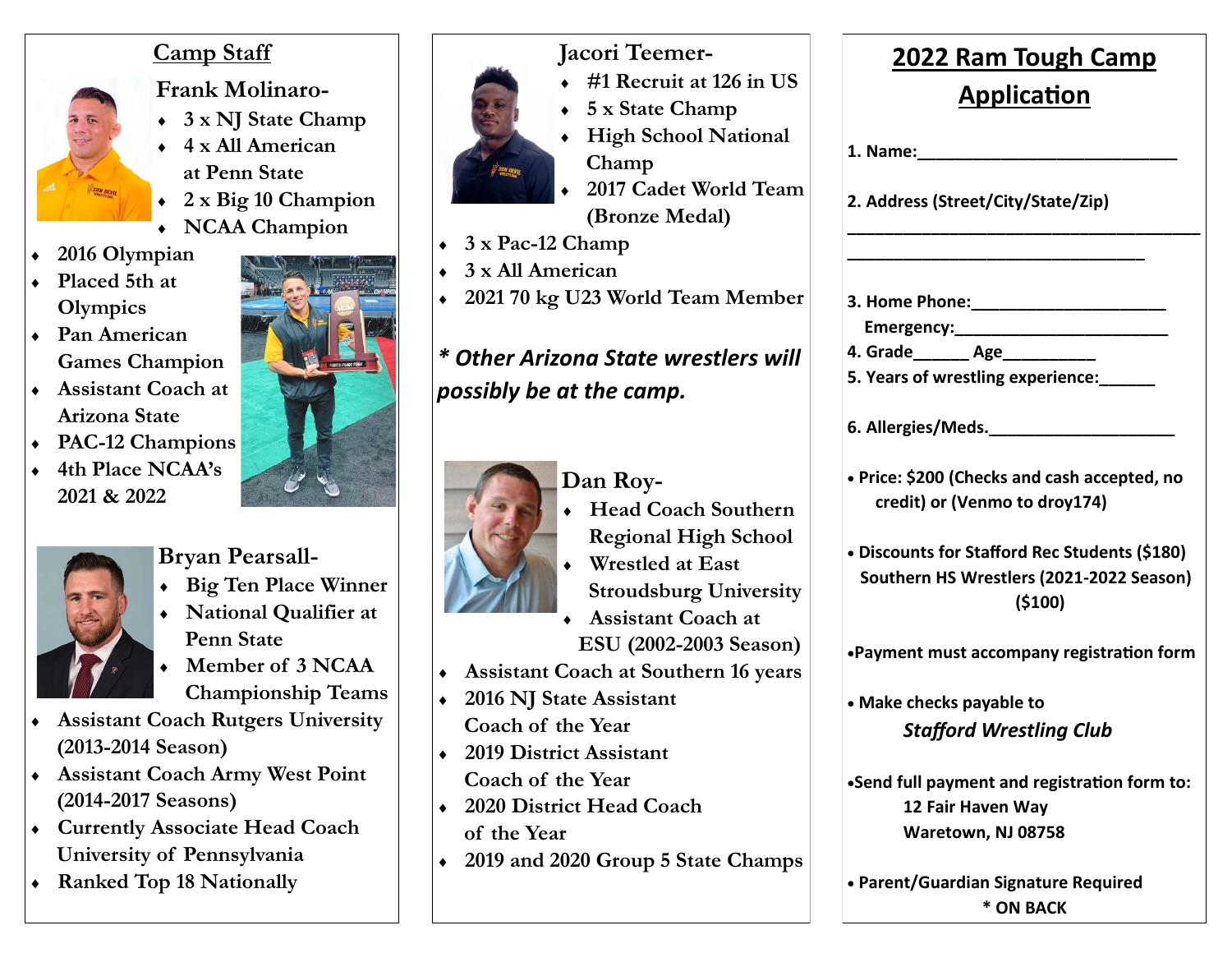## Camp Staff

### Frank Molinaro-

- 3 x NJ State Champ
- 4 x All American at Penn State
- 2 x Big 10 Champion
- NCAA Champion
- 2016 Olympian
- Placed 5th at Olympics
- Pan American Games Champion
- Assistant Coach at Arizona State
- PAC-12 Champions
- 4th Place NCAA's 2021 & 2022

### Bryan Pearsall-

- Big Ten Place Winner
- National Qualifier at Penn State
- Member of 3 NCAA Championship Teams
- Assistant Coach Rutgers University (2013-2014 Season)
- Assistant Coach Army West Point (2014-2017 Seasons)
- Currently Associate Head Coach University of Pennsylvania
- Ranked Top 18 Nationally

### Jacori Teemer-

- #1 Recruit at 126 in US
- 5 x State Champ
- High School National Champ
- 2017 Cadet World Team (Bronze Medal)
- 3 x Pac-12 Champ
- 3 x All American
- 2021 70 kg U23 World Team Member

***\* Other Arizona State wrestlers will possibly be at the camp.***

### Dan Roy-

- Head Coach Southern Regional High School
- Wrestled at East Stroudsburg University
- Assistant Coach at ESU (2002-2003 Season)
- Assistant Coach at Southern 16 years
- 2016 NJ State Assistant Coach of the Year
- 2019 District Assistant Coach of the Year
- 2020 District Head Coach of the Year
- 2019 and 2020 Group 5 State Champs

## 2022 Ram Tough Camp Application

**1. Name:**_____________________________

**2. Address (Street/City/State/Zip)**
_______________________________________
________________________________

**3. Home Phone:**_____________________
**Emergency:**_______________________
**4. Grade**______ **Age**__________
**5. Years of wrestling experience:**______

**6. Allergies/Meds.**____________________

- **Price: $200 (Checks and cash accepted, no credit) or (Venmo to droy174)**
- **Discounts for Stafford Rec Students ($180) Southern HS Wrestlers (2021-2022 Season) ($100)**
- **Payment must accompany registration form**
- **Make checks payable to** ***Stafford Wrestling Club***
- **Send full payment and registration form to:**
  **12 Fair Haven Way**
  **Waretown, NJ 08758**
- **Parent/Guardian Signature Required**
  **\* ON BACK**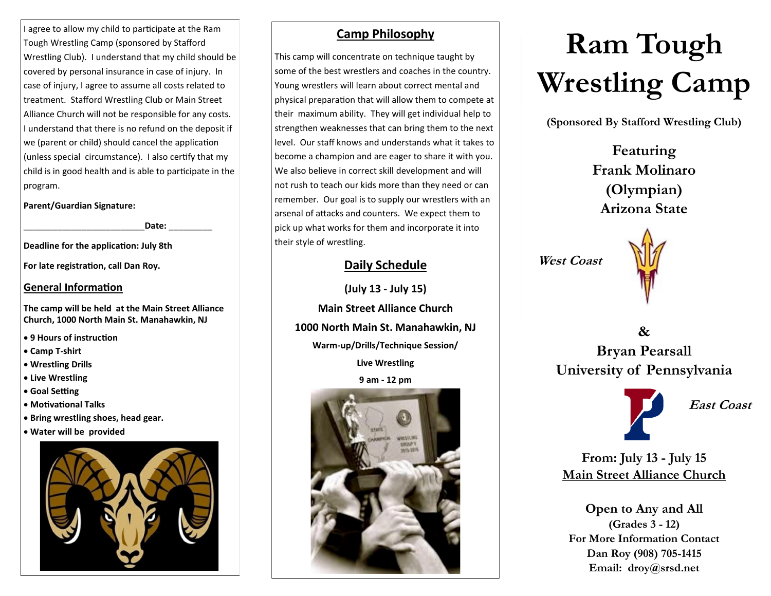I agree to allow my child to participate at the Ram Tough Wrestling Camp (sponsored by Stafford Wrestling Club). I understand that my child should be covered by personal insurance in case of injury. In case of injury, I agree to assume all costs related to treatment. Stafford Wrestling Club or Main Street Alliance Church will not be responsible for any costs. I understand that there is no refund on the deposit if we (parent or child) should cancel the application (unless special circumstance). I also certify that my child is in good health and is able to participate in the program.

**Parent/Guardian Signature:**

**_________________________Date: _________**

**Deadline for the application: July 8th**

**For late registration, call Dan Roy.**

## General Information

**The camp will be held at the Main Street Alliance Church, 1000 North Main St. Manahawkin, NJ**

- **9 Hours of instruction**
- **Camp T-shirt**
- **Wrestling Drills**
- **Live Wrestling**
- **Goal Setting**
- **Motivational Talks**
- **Bring wrestling shoes, head gear.**
- **Water will be provided**

## Camp Philosophy

This camp will concentrate on technique taught by some of the best wrestlers and coaches in the country. Young wrestlers will learn about correct mental and physical preparation that will allow them to compete at their maximum ability. They will get individual help to strengthen weaknesses that can bring them to the next level. Our staff knows and understands what it takes to become a champion and are eager to share it with you. We also believe in correct skill development and will not rush to teach our kids more than they need or can remember. Our goal is to supply our wrestlers with an arsenal of attacks and counters. We expect them to pick up what works for them and incorporate it into their style of wrestling.

## Daily Schedule

**(July 13 - July 15)**

**Main Street Alliance Church**

**1000 North Main St. Manahawkin, NJ**

**Warm-up/Drills/Technique Session/**

**Live Wrestling**

**9 am - 12 pm**

# Ram Tough Wrestling Camp

**(Sponsored By Stafford Wrestling Club)**

**Featuring**
**Frank Molinaro**
**(Olympian)**
**Arizona State**

***West Coast***

**&**

**Bryan Pearsall**
**University of Pennsylvania**

***East Coast***

**From: July 13 - July 15**
**Main Street Alliance Church**

**Open to Any and All**
**(Grades 3 - 12)**
**For More Information Contact**
**Dan Roy (908) 705-1415**
**Email: droy@srsd.net**